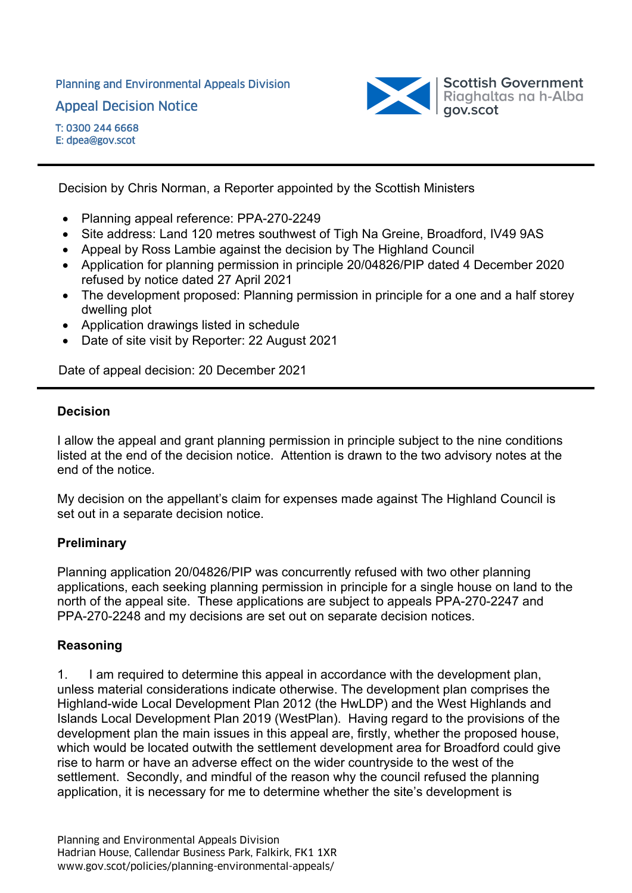Planning and Environmental Appeals Division

Appeal Decision Notice

T: 0300 244 6668
E: dpea@gov.scot

Scottish Government
Riaghaltas na h-Alba
gov.scot

---

Decision by Chris Norman, a Reporter appointed by the Scottish Ministers

- Planning appeal reference: PPA-270-2249
- Site address: Land 120 metres southwest of Tigh Na Greine, Broadford, IV49 9AS
- Appeal by Ross Lambie against the decision by The Highland Council
- Application for planning permission in principle 20/04826/PIP dated 4 December 2020 refused by notice dated 27 April 2021
- The development proposed: Planning permission in principle for a one and a half storey dwelling plot
- Application drawings listed in schedule
- Date of site visit by Reporter: 22 August 2021

Date of appeal decision: 20 December 2021

---

## Decision

I allow the appeal and grant planning permission in principle subject to the nine conditions listed at the end of the decision notice. Attention is drawn to the two advisory notes at the end of the notice.

My decision on the appellant's claim for expenses made against The Highland Council is set out in a separate decision notice.

## Preliminary

Planning application 20/04826/PIP was concurrently refused with two other planning applications, each seeking planning permission in principle for a single house on land to the north of the appeal site. These applications are subject to appeals PPA-270-2247 and PPA-270-2248 and my decisions are set out on separate decision notices.

## Reasoning

1. I am required to determine this appeal in accordance with the development plan, unless material considerations indicate otherwise. The development plan comprises the Highland-wide Local Development Plan 2012 (the HwLDP) and the West Highlands and Islands Local Development Plan 2019 (WestPlan). Having regard to the provisions of the development plan the main issues in this appeal are, firstly, whether the proposed house, which would be located outwith the settlement development area for Broadford could give rise to harm or have an adverse effect on the wider countryside to the west of the settlement. Secondly, and mindful of the reason why the council refused the planning application, it is necessary for me to determine whether the site's development is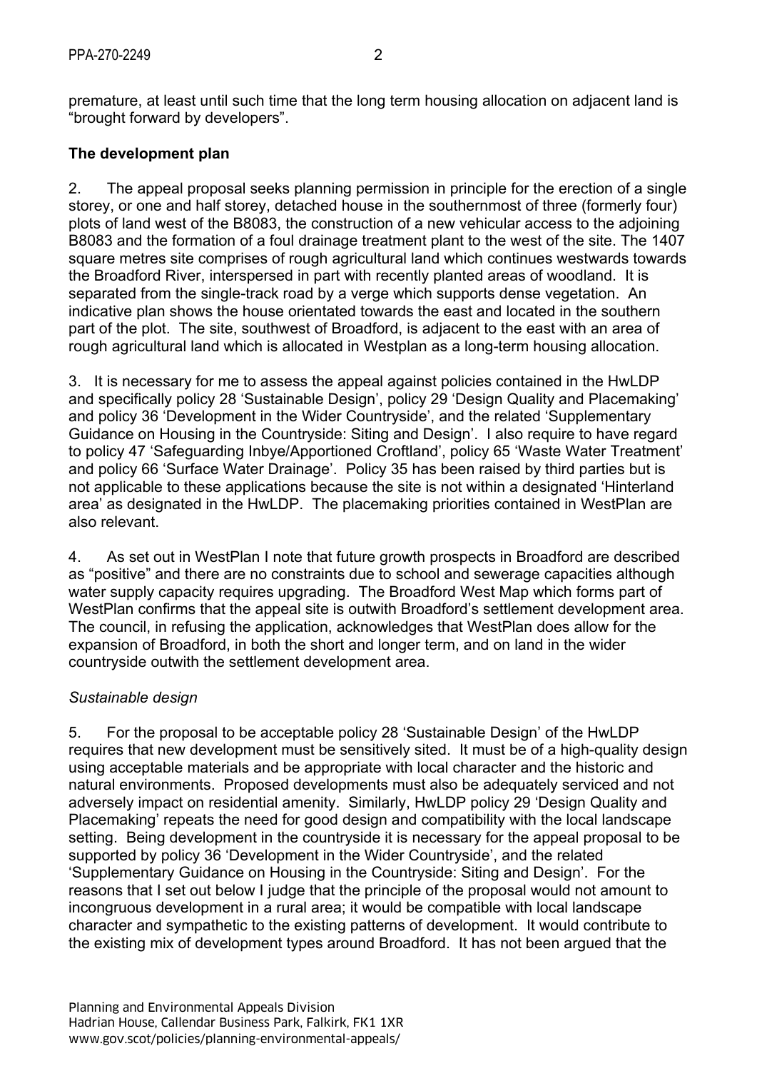premature, at least until such time that the long term housing allocation on adjacent land is "brought forward by developers".

## The development plan

2. The appeal proposal seeks planning permission in principle for the erection of a single storey, or one and half storey, detached house in the southernmost of three (formerly four) plots of land west of the B8083, the construction of a new vehicular access to the adjoining B8083 and the formation of a foul drainage treatment plant to the west of the site. The 1407 square metres site comprises of rough agricultural land which continues westwards towards the Broadford River, interspersed in part with recently planted areas of woodland. It is separated from the single-track road by a verge which supports dense vegetation. An indicative plan shows the house orientated towards the east and located in the southern part of the plot. The site, southwest of Broadford, is adjacent to the east with an area of rough agricultural land which is allocated in Westplan as a long-term housing allocation.

3. It is necessary for me to assess the appeal against policies contained in the HwLDP and specifically policy 28 'Sustainable Design', policy 29 'Design Quality and Placemaking' and policy 36 'Development in the Wider Countryside', and the related 'Supplementary Guidance on Housing in the Countryside: Siting and Design'. I also require to have regard to policy 47 'Safeguarding Inbye/Apportioned Croftland', policy 65 'Waste Water Treatment' and policy 66 'Surface Water Drainage'. Policy 35 has been raised by third parties but is not applicable to these applications because the site is not within a designated 'Hinterland area' as designated in the HwLDP. The placemaking priorities contained in WestPlan are also relevant.

4. As set out in WestPlan I note that future growth prospects in Broadford are described as "positive" and there are no constraints due to school and sewerage capacities although water supply capacity requires upgrading. The Broadford West Map which forms part of WestPlan confirms that the appeal site is outwith Broadford's settlement development area. The council, in refusing the application, acknowledges that WestPlan does allow for the expansion of Broadford, in both the short and longer term, and on land in the wider countryside outwith the settlement development area.

### *Sustainable design*

5. For the proposal to be acceptable policy 28 'Sustainable Design' of the HwLDP requires that new development must be sensitively sited. It must be of a high-quality design using acceptable materials and be appropriate with local character and the historic and natural environments. Proposed developments must also be adequately serviced and not adversely impact on residential amenity. Similarly, HwLDP policy 29 'Design Quality and Placemaking' repeats the need for good design and compatibility with the local landscape setting. Being development in the countryside it is necessary for the appeal proposal to be supported by policy 36 'Development in the Wider Countryside', and the related 'Supplementary Guidance on Housing in the Countryside: Siting and Design'. For the reasons that I set out below I judge that the principle of the proposal would not amount to incongruous development in a rural area; it would be compatible with local landscape character and sympathetic to the existing patterns of development. It would contribute to the existing mix of development types around Broadford. It has not been argued that the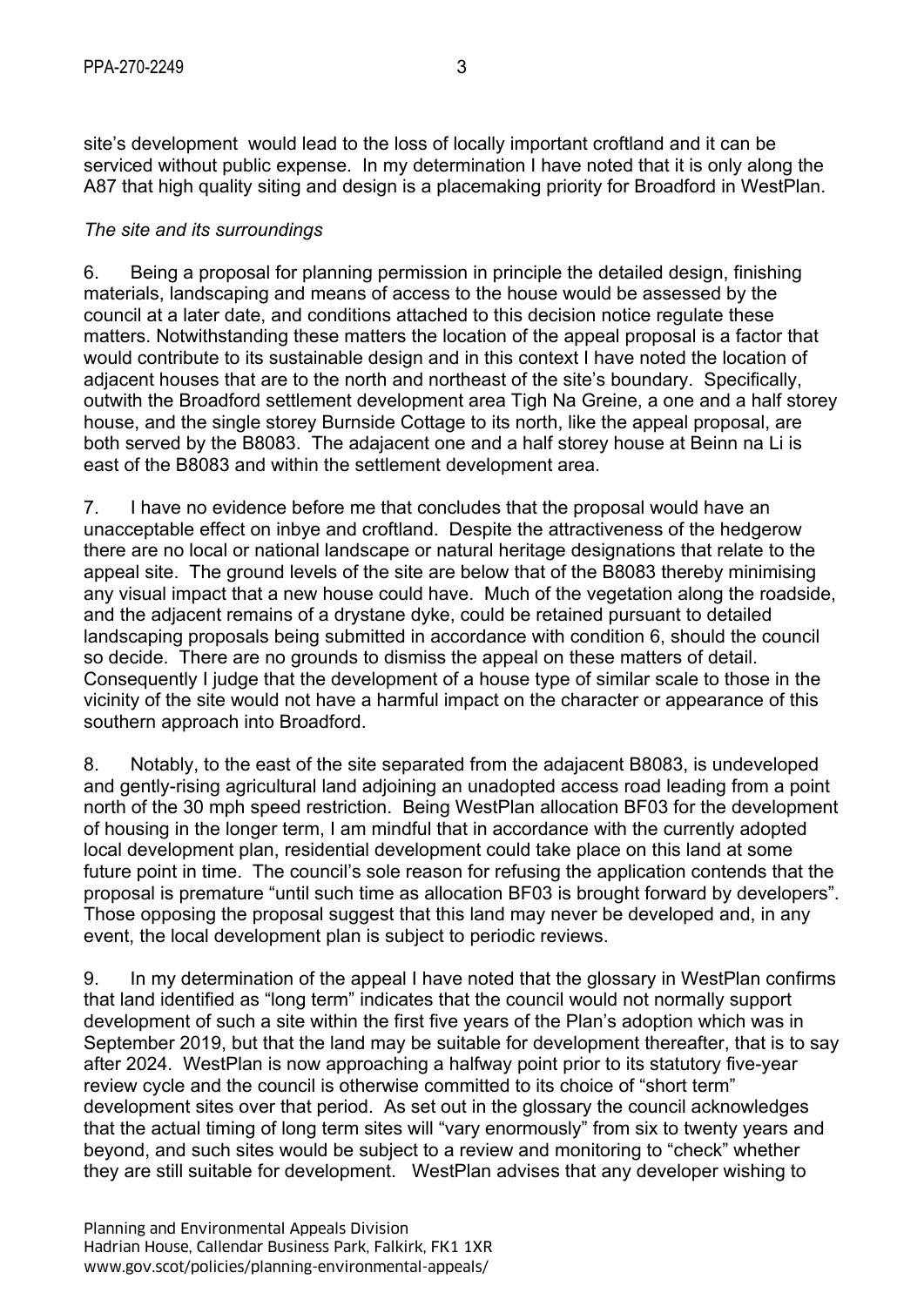site's development would lead to the loss of locally important croftland and it can be serviced without public expense. In my determination I have noted that it is only along the A87 that high quality siting and design is a placemaking priority for Broadford in WestPlan.

*The site and its surroundings*

6. Being a proposal for planning permission in principle the detailed design, finishing materials, landscaping and means of access to the house would be assessed by the council at a later date, and conditions attached to this decision notice regulate these matters. Notwithstanding these matters the location of the appeal proposal is a factor that would contribute to its sustainable design and in this context I have noted the location of adjacent houses that are to the north and northeast of the site's boundary. Specifically, outwith the Broadford settlement development area Tigh Na Greine, a one and a half storey house, and the single storey Burnside Cottage to its north, like the appeal proposal, are both served by the B8083. The adajacent one and a half storey house at Beinn na Li is east of the B8083 and within the settlement development area.

7. I have no evidence before me that concludes that the proposal would have an unacceptable effect on inbye and croftland. Despite the attractiveness of the hedgerow there are no local or national landscape or natural heritage designations that relate to the appeal site. The ground levels of the site are below that of the B8083 thereby minimising any visual impact that a new house could have. Much of the vegetation along the roadside, and the adjacent remains of a drystane dyke, could be retained pursuant to detailed landscaping proposals being submitted in accordance with condition 6, should the council so decide. There are no grounds to dismiss the appeal on these matters of detail. Consequently I judge that the development of a house type of similar scale to those in the vicinity of the site would not have a harmful impact on the character or appearance of this southern approach into Broadford.

8. Notably, to the east of the site separated from the adajacent B8083, is undeveloped and gently-rising agricultural land adjoining an unadopted access road leading from a point north of the 30 mph speed restriction. Being WestPlan allocation BF03 for the development of housing in the longer term, I am mindful that in accordance with the currently adopted local development plan, residential development could take place on this land at some future point in time. The council's sole reason for refusing the application contends that the proposal is premature "until such time as allocation BF03 is brought forward by developers". Those opposing the proposal suggest that this land may never be developed and, in any event, the local development plan is subject to periodic reviews.

9. In my determination of the appeal I have noted that the glossary in WestPlan confirms that land identified as "long term" indicates that the council would not normally support development of such a site within the first five years of the Plan's adoption which was in September 2019, but that the land may be suitable for development thereafter, that is to say after 2024. WestPlan is now approaching a halfway point prior to its statutory five-year review cycle and the council is otherwise committed to its choice of "short term" development sites over that period. As set out in the glossary the council acknowledges that the actual timing of long term sites will "vary enormously" from six to twenty years and beyond, and such sites would be subject to a review and monitoring to "check" whether they are still suitable for development. WestPlan advises that any developer wishing to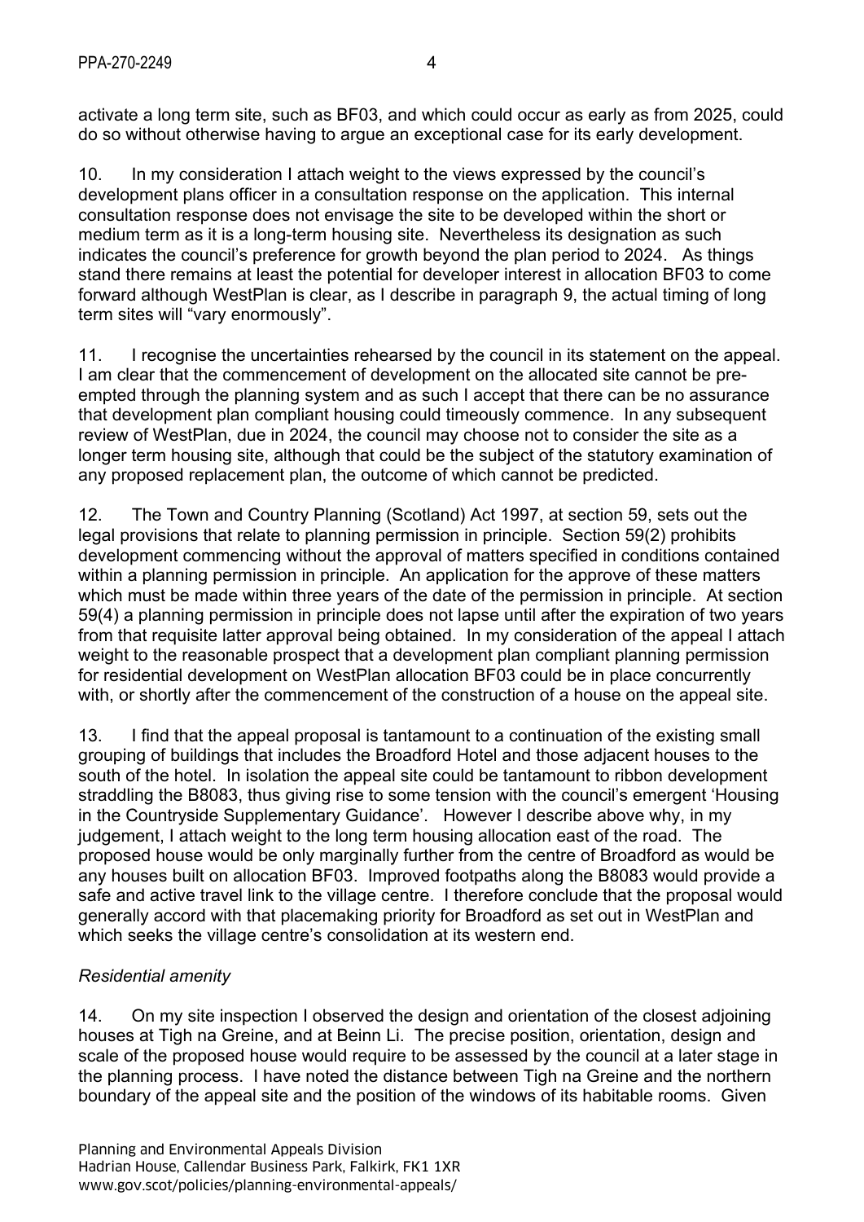activate a long term site, such as BF03, and which could occur as early as from 2025, could do so without otherwise having to argue an exceptional case for its early development.

10. In my consideration I attach weight to the views expressed by the council's development plans officer in a consultation response on the application. This internal consultation response does not envisage the site to be developed within the short or medium term as it is a long-term housing site. Nevertheless its designation as such indicates the council's preference for growth beyond the plan period to 2024. As things stand there remains at least the potential for developer interest in allocation BF03 to come forward although WestPlan is clear, as I describe in paragraph 9, the actual timing of long term sites will "vary enormously".

11. I recognise the uncertainties rehearsed by the council in its statement on the appeal. I am clear that the commencement of development on the allocated site cannot be pre-empted through the planning system and as such I accept that there can be no assurance that development plan compliant housing could timeously commence. In any subsequent review of WestPlan, due in 2024, the council may choose not to consider the site as a longer term housing site, although that could be the subject of the statutory examination of any proposed replacement plan, the outcome of which cannot be predicted.

12. The Town and Country Planning (Scotland) Act 1997, at section 59, sets out the legal provisions that relate to planning permission in principle. Section 59(2) prohibits development commencing without the approval of matters specified in conditions contained within a planning permission in principle. An application for the approve of these matters which must be made within three years of the date of the permission in principle. At section 59(4) a planning permission in principle does not lapse until after the expiration of two years from that requisite latter approval being obtained. In my consideration of the appeal I attach weight to the reasonable prospect that a development plan compliant planning permission for residential development on WestPlan allocation BF03 could be in place concurrently with, or shortly after the commencement of the construction of a house on the appeal site.

13. I find that the appeal proposal is tantamount to a continuation of the existing small grouping of buildings that includes the Broadford Hotel and those adjacent houses to the south of the hotel. In isolation the appeal site could be tantamount to ribbon development straddling the B8083, thus giving rise to some tension with the council's emergent 'Housing in the Countryside Supplementary Guidance'. However I describe above why, in my judgement, I attach weight to the long term housing allocation east of the road. The proposed house would be only marginally further from the centre of Broadford as would be any houses built on allocation BF03. Improved footpaths along the B8083 would provide a safe and active travel link to the village centre. I therefore conclude that the proposal would generally accord with that placemaking priority for Broadford as set out in WestPlan and which seeks the village centre's consolidation at its western end.

*Residential amenity*

14. On my site inspection I observed the design and orientation of the closest adjoining houses at Tigh na Greine, and at Beinn Li. The precise position, orientation, design and scale of the proposed house would require to be assessed by the council at a later stage in the planning process. I have noted the distance between Tigh na Greine and the northern boundary of the appeal site and the position of the windows of its habitable rooms. Given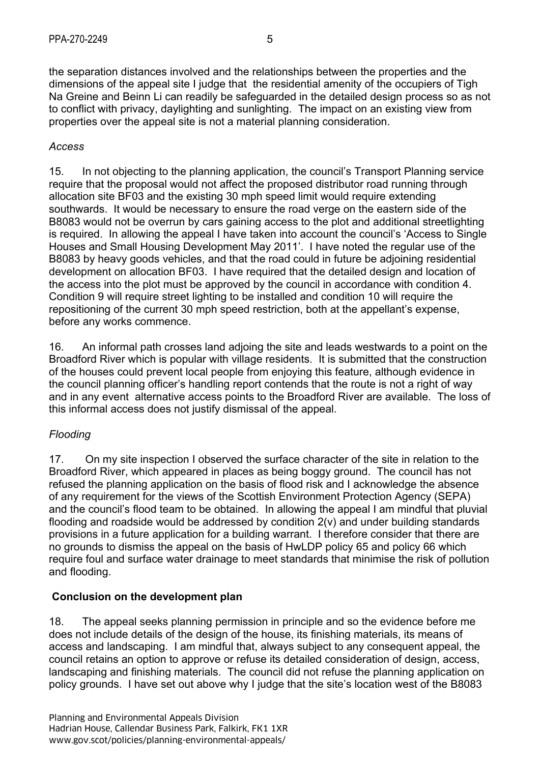the separation distances involved and the relationships between the properties and the dimensions of the appeal site I judge that the residential amenity of the occupiers of Tigh Na Greine and Beinn Li can readily be safeguarded in the detailed design process so as not to conflict with privacy, daylighting and sunlighting. The impact on an existing view from properties over the appeal site is not a material planning consideration.

*Access*

15. In not objecting to the planning application, the council's Transport Planning service require that the proposal would not affect the proposed distributor road running through allocation site BF03 and the existing 30 mph speed limit would require extending southwards. It would be necessary to ensure the road verge on the eastern side of the B8083 would not be overrun by cars gaining access to the plot and additional streetlighting is required. In allowing the appeal I have taken into account the council's 'Access to Single Houses and Small Housing Development May 2011'. I have noted the regular use of the B8083 by heavy goods vehicles, and that the road could in future be adjoining residential development on allocation BF03. I have required that the detailed design and location of the access into the plot must be approved by the council in accordance with condition 4. Condition 9 will require street lighting to be installed and condition 10 will require the repositioning of the current 30 mph speed restriction, both at the appellant's expense, before any works commence.

16. An informal path crosses land adjoining the site and leads westwards to a point on the Broadford River which is popular with village residents. It is submitted that the construction of the houses could prevent local people from enjoying this feature, although evidence in the council planning officer's handling report contends that the route is not a right of way and in any event alternative access points to the Broadford River are available. The loss of this informal access does not justify dismissal of the appeal.

*Flooding*

17. On my site inspection I observed the surface character of the site in relation to the Broadford River, which appeared in places as being boggy ground. The council has not refused the planning application on the basis of flood risk and I acknowledge the absence of any requirement for the views of the Scottish Environment Protection Agency (SEPA) and the council's flood team to be obtained. In allowing the appeal I am mindful that pluvial flooding and roadside would be addressed by condition 2(v) and under building standards provisions in a future application for a building warrant. I therefore consider that there are no grounds to dismiss the appeal on the basis of HwLDP policy 65 and policy 66 which require foul and surface water drainage to meet standards that minimise the risk of pollution and flooding.

**Conclusion on the development plan**

18. The appeal seeks planning permission in principle and so the evidence before me does not include details of the design of the house, its finishing materials, its means of access and landscaping. I am mindful that, always subject to any consequent appeal, the council retains an option to approve or refuse its detailed consideration of design, access, landscaping and finishing materials. The council did not refuse the planning application on policy grounds. I have set out above why I judge that the site's location west of the B8083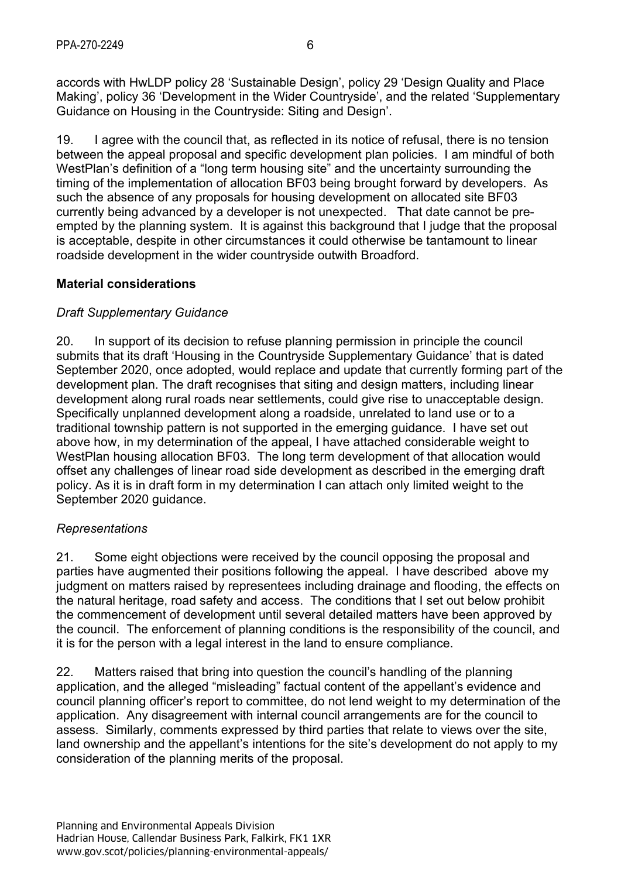accords with HwLDP policy 28 ‘Sustainable Design’, policy 29 ‘Design Quality and Place Making’, policy 36 ‘Development in the Wider Countryside’, and the related ‘Supplementary Guidance on Housing in the Countryside: Siting and Design’.

19. I agree with the council that, as reflected in its notice of refusal, there is no tension between the appeal proposal and specific development plan policies. I am mindful of both WestPlan’s definition of a “long term housing site” and the uncertainty surrounding the timing of the implementation of allocation BF03 being brought forward by developers. As such the absence of any proposals for housing development on allocated site BF03 currently being advanced by a developer is not unexpected. That date cannot be pre-empted by the planning system. It is against this background that I judge that the proposal is acceptable, despite in other circumstances it could otherwise be tantamount to linear roadside development in the wider countryside outwith Broadford.

## Material considerations

### *Draft Supplementary Guidance*

20. In support of its decision to refuse planning permission in principle the council submits that its draft ‘Housing in the Countryside Supplementary Guidance’ that is dated September 2020, once adopted, would replace and update that currently forming part of the development plan. The draft recognises that siting and design matters, including linear development along rural roads near settlements, could give rise to unacceptable design. Specifically unplanned development along a roadside, unrelated to land use or to a traditional township pattern is not supported in the emerging guidance. I have set out above how, in my determination of the appeal, I have attached considerable weight to WestPlan housing allocation BF03. The long term development of that allocation would offset any challenges of linear road side development as described in the emerging draft policy. As it is in draft form in my determination I can attach only limited weight to the September 2020 guidance.

### *Representations*

21. Some eight objections were received by the council opposing the proposal and parties have augmented their positions following the appeal. I have described above my judgment on matters raised by representees including drainage and flooding, the effects on the natural heritage, road safety and access. The conditions that I set out below prohibit the commencement of development until several detailed matters have been approved by the council. The enforcement of planning conditions is the responsibility of the council, and it is for the person with a legal interest in the land to ensure compliance.

22. Matters raised that bring into question the council’s handling of the planning application, and the alleged “misleading” factual content of the appellant’s evidence and council planning officer’s report to committee, do not lend weight to my determination of the application. Any disagreement with internal council arrangements are for the council to assess. Similarly, comments expressed by third parties that relate to views over the site, land ownership and the appellant’s intentions for the site’s development do not apply to my consideration of the planning merits of the proposal.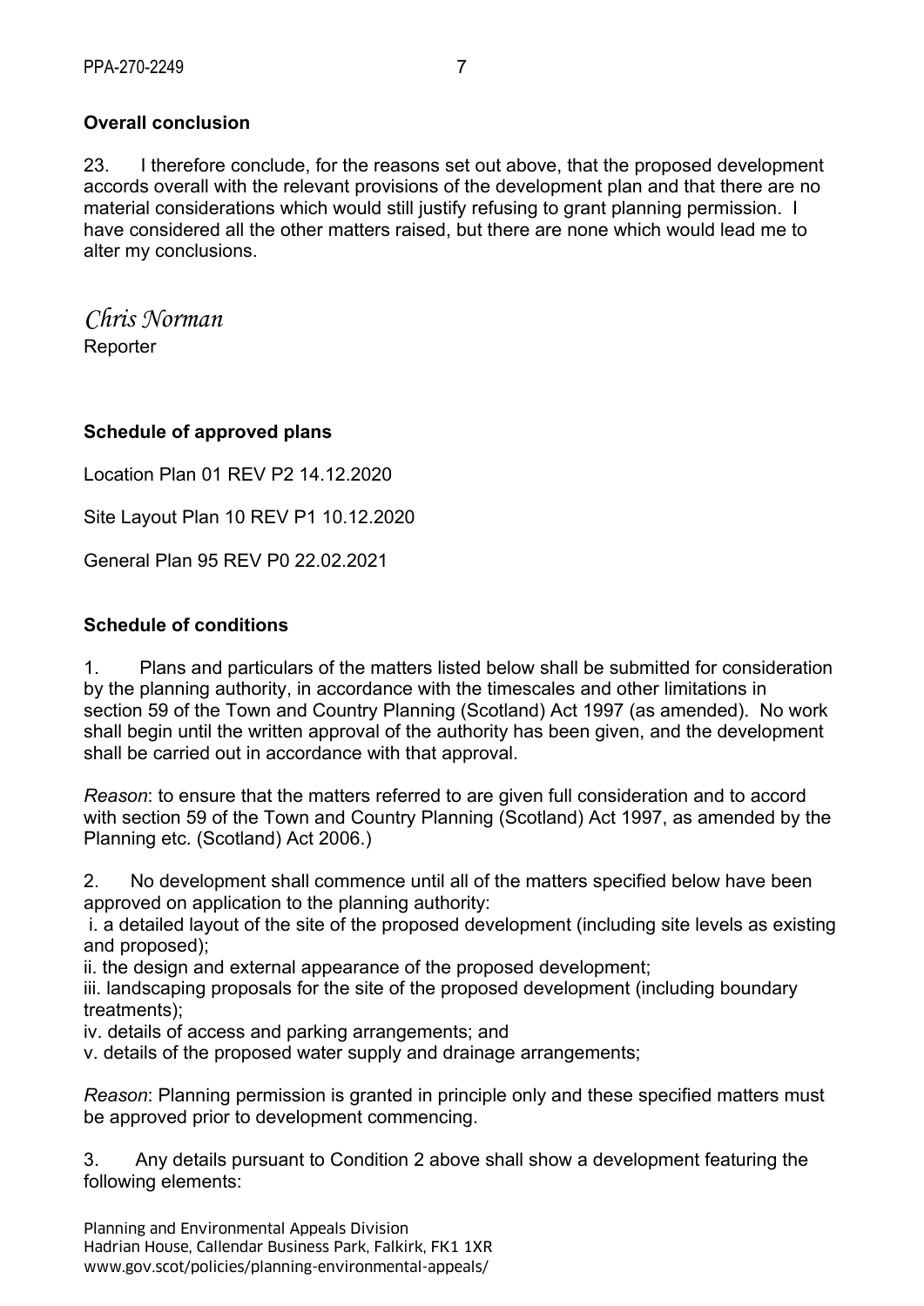**Overall conclusion**

23. I therefore conclude, for the reasons set out above, that the proposed development accords overall with the relevant provisions of the development plan and that there are no material considerations which would still justify refusing to grant planning permission. I have considered all the other matters raised, but there are none which would lead me to alter my conclusions.

*Chris Norman*

Reporter

**Schedule of approved plans**

Location Plan 01 REV P2 14.12.2020

Site Layout Plan 10 REV P1 10.12.2020

General Plan 95 REV P0 22.02.2021

**Schedule of conditions**

1. Plans and particulars of the matters listed below shall be submitted for consideration by the planning authority, in accordance with the timescales and other limitations in section 59 of the Town and Country Planning (Scotland) Act 1997 (as amended). No work shall begin until the written approval of the authority has been given, and the development shall be carried out in accordance with that approval.

*Reason*: to ensure that the matters referred to are given full consideration and to accord with section 59 of the Town and Country Planning (Scotland) Act 1997, as amended by the Planning etc. (Scotland) Act 2006.)

2. No development shall commence until all of the matters specified below have been approved on application to the planning authority:

i. a detailed layout of the site of the proposed development (including site levels as existing and proposed);
ii. the design and external appearance of the proposed development;
iii. landscaping proposals for the site of the proposed development (including boundary treatments);
iv. details of access and parking arrangements; and
v. details of the proposed water supply and drainage arrangements;

*Reason*: Planning permission is granted in principle only and these specified matters must be approved prior to development commencing.

3. Any details pursuant to Condition 2 above shall show a development featuring the following elements: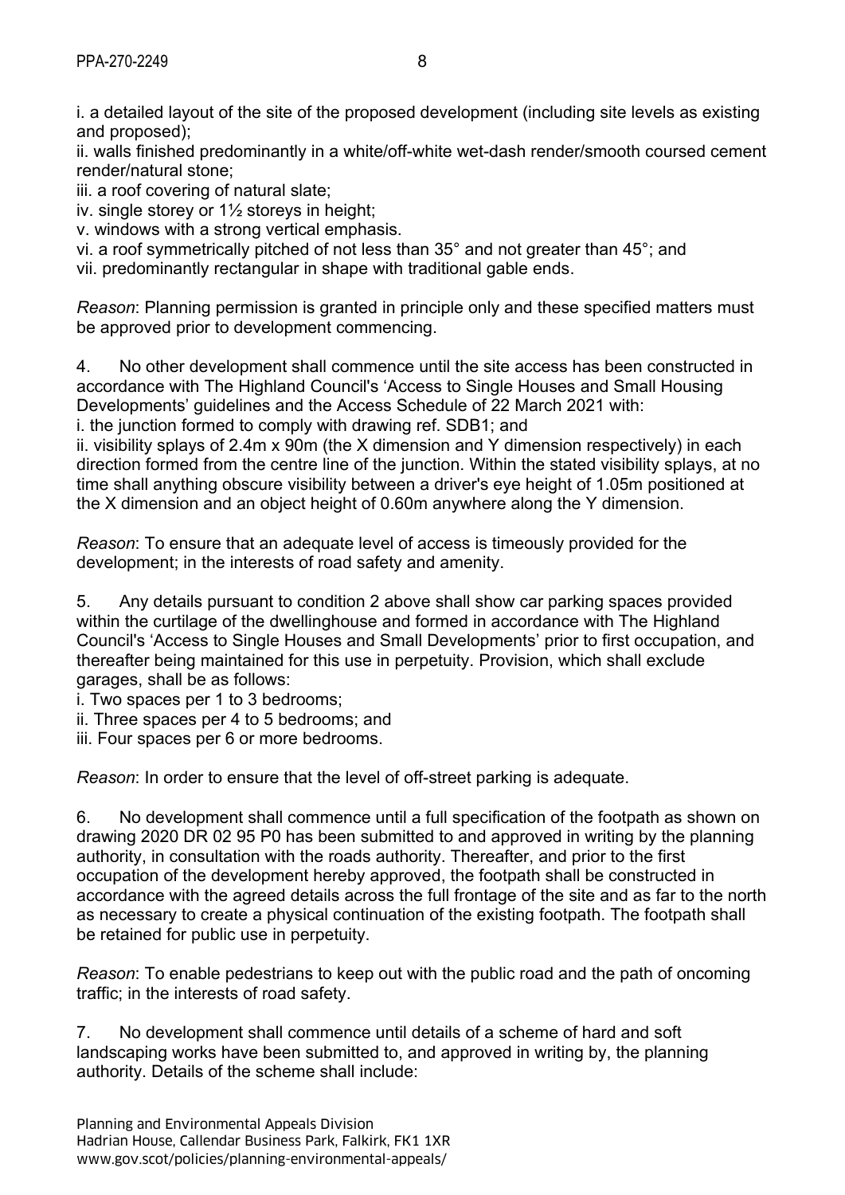i. a detailed layout of the site of the proposed development (including site levels as existing and proposed);
ii. walls finished predominantly in a white/off-white wet-dash render/smooth coursed cement render/natural stone;
iii. a roof covering of natural slate;
iv. single storey or 1½ storeys in height;
v. windows with a strong vertical emphasis.
vi. a roof symmetrically pitched of not less than 35° and not greater than 45°; and
vii. predominantly rectangular in shape with traditional gable ends.

*Reason*: Planning permission is granted in principle only and these specified matters must be approved prior to development commencing.

4. No other development shall commence until the site access has been constructed in accordance with The Highland Council's 'Access to Single Houses and Small Housing Developments' guidelines and the Access Schedule of 22 March 2021 with:
i. the junction formed to comply with drawing ref. SDB1; and
ii. visibility splays of 2.4m x 90m (the X dimension and Y dimension respectively) in each direction formed from the centre line of the junction. Within the stated visibility splays, at no time shall anything obscure visibility between a driver's eye height of 1.05m positioned at the X dimension and an object height of 0.60m anywhere along the Y dimension.

*Reason*: To ensure that an adequate level of access is timeously provided for the development; in the interests of road safety and amenity.

5. Any details pursuant to condition 2 above shall show car parking spaces provided within the curtilage of the dwellinghouse and formed in accordance with The Highland Council's 'Access to Single Houses and Small Developments' prior to first occupation, and thereafter being maintained for this use in perpetuity. Provision, which shall exclude garages, shall be as follows:
i. Two spaces per 1 to 3 bedrooms;
ii. Three spaces per 4 to 5 bedrooms; and
iii. Four spaces per 6 or more bedrooms.

*Reason*: In order to ensure that the level of off-street parking is adequate.

6. No development shall commence until a full specification of the footpath as shown on drawing 2020 DR 02 95 P0 has been submitted to and approved in writing by the planning authority, in consultation with the roads authority. Thereafter, and prior to the first occupation of the development hereby approved, the footpath shall be constructed in accordance with the agreed details across the full frontage of the site and as far to the north as necessary to create a physical continuation of the existing footpath. The footpath shall be retained for public use in perpetuity.

*Reason*: To enable pedestrians to keep out with the public road and the path of oncoming traffic; in the interests of road safety.

7. No development shall commence until details of a scheme of hard and soft landscaping works have been submitted to, and approved in writing by, the planning authority. Details of the scheme shall include: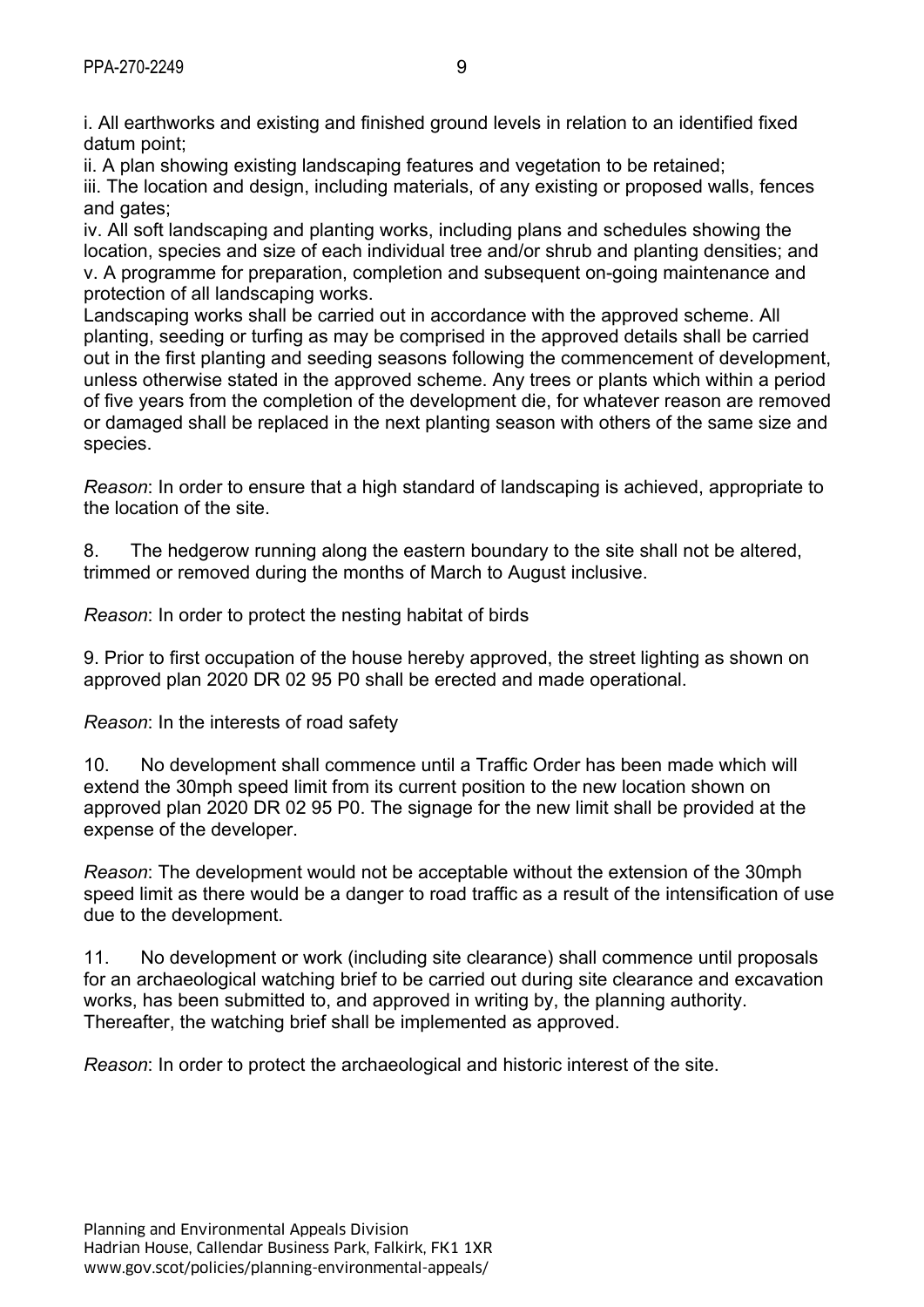i. All earthworks and existing and finished ground levels in relation to an identified fixed datum point;
ii. A plan showing existing landscaping features and vegetation to be retained;
iii. The location and design, including materials, of any existing or proposed walls, fences and gates;
iv. All soft landscaping and planting works, including plans and schedules showing the location, species and size of each individual tree and/or shrub and planting densities; and
v. A programme for preparation, completion and subsequent on-going maintenance and protection of all landscaping works.
Landscaping works shall be carried out in accordance with the approved scheme. All planting, seeding or turfing as may be comprised in the approved details shall be carried out in the first planting and seeding seasons following the commencement of development, unless otherwise stated in the approved scheme. Any trees or plants which within a period of five years from the completion of the development die, for whatever reason are removed or damaged shall be replaced in the next planting season with others of the same size and species.

*Reason*: In order to ensure that a high standard of landscaping is achieved, appropriate to the location of the site.

8. The hedgerow running along the eastern boundary to the site shall not be altered, trimmed or removed during the months of March to August inclusive.

*Reason*: In order to protect the nesting habitat of birds

9. Prior to first occupation of the house hereby approved, the street lighting as shown on approved plan 2020 DR 02 95 P0 shall be erected and made operational.

*Reason*: In the interests of road safety

10. No development shall commence until a Traffic Order has been made which will extend the 30mph speed limit from its current position to the new location shown on approved plan 2020 DR 02 95 P0. The signage for the new limit shall be provided at the expense of the developer.

*Reason*: The development would not be acceptable without the extension of the 30mph speed limit as there would be a danger to road traffic as a result of the intensification of use due to the development.

11. No development or work (including site clearance) shall commence until proposals for an archaeological watching brief to be carried out during site clearance and excavation works, has been submitted to, and approved in writing by, the planning authority. Thereafter, the watching brief shall be implemented as approved.

*Reason*: In order to protect the archaeological and historic interest of the site.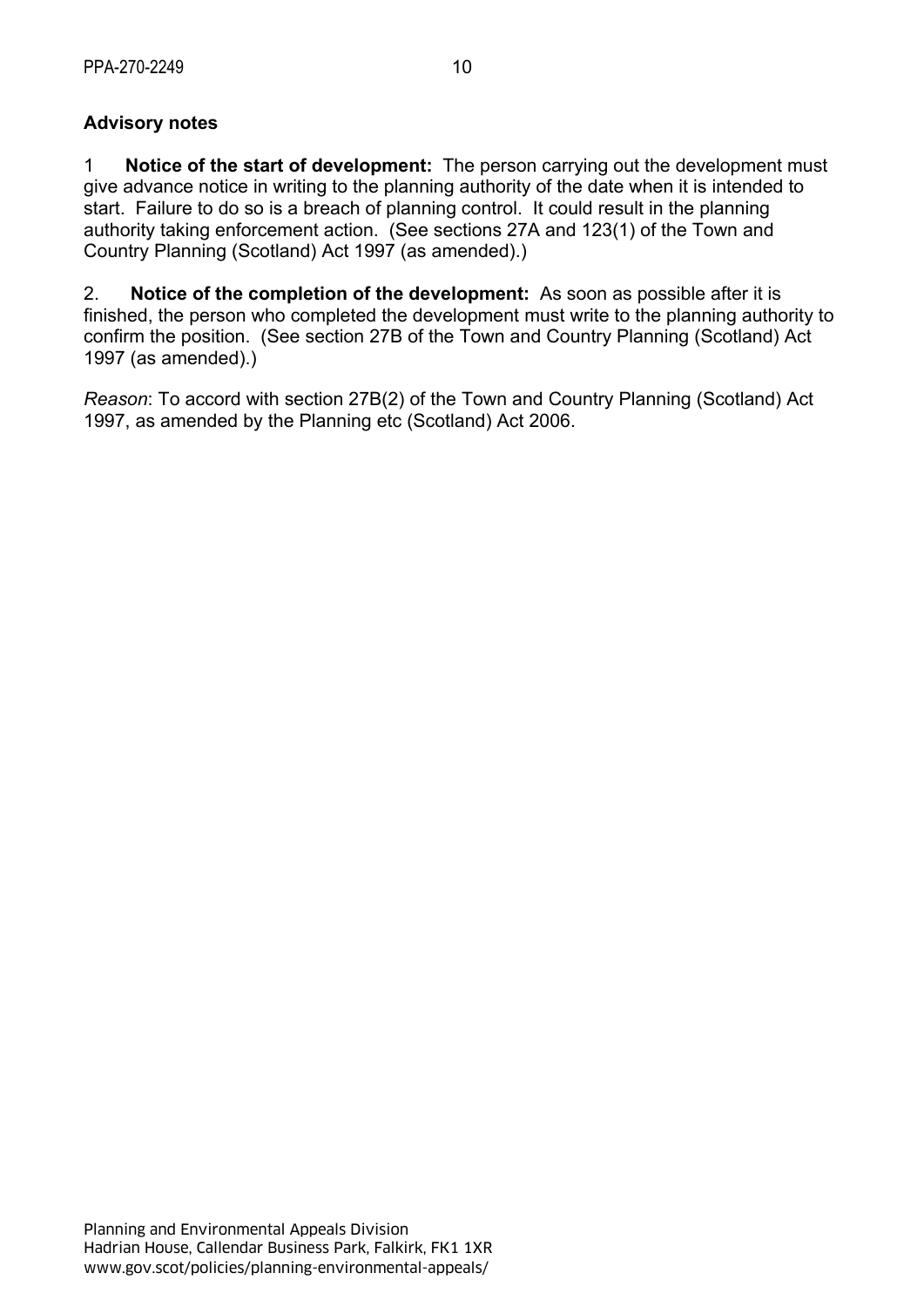**Advisory notes**

1 **Notice of the start of development:** The person carrying out the development must give advance notice in writing to the planning authority of the date when it is intended to start. Failure to do so is a breach of planning control. It could result in the planning authority taking enforcement action. (See sections 27A and 123(1) of the Town and Country Planning (Scotland) Act 1997 (as amended).)

2. **Notice of the completion of the development:** As soon as possible after it is finished, the person who completed the development must write to the planning authority to confirm the position. (See section 27B of the Town and Country Planning (Scotland) Act 1997 (as amended).)

*Reason*: To accord with section 27B(2) of the Town and Country Planning (Scotland) Act 1997, as amended by the Planning etc (Scotland) Act 2006.